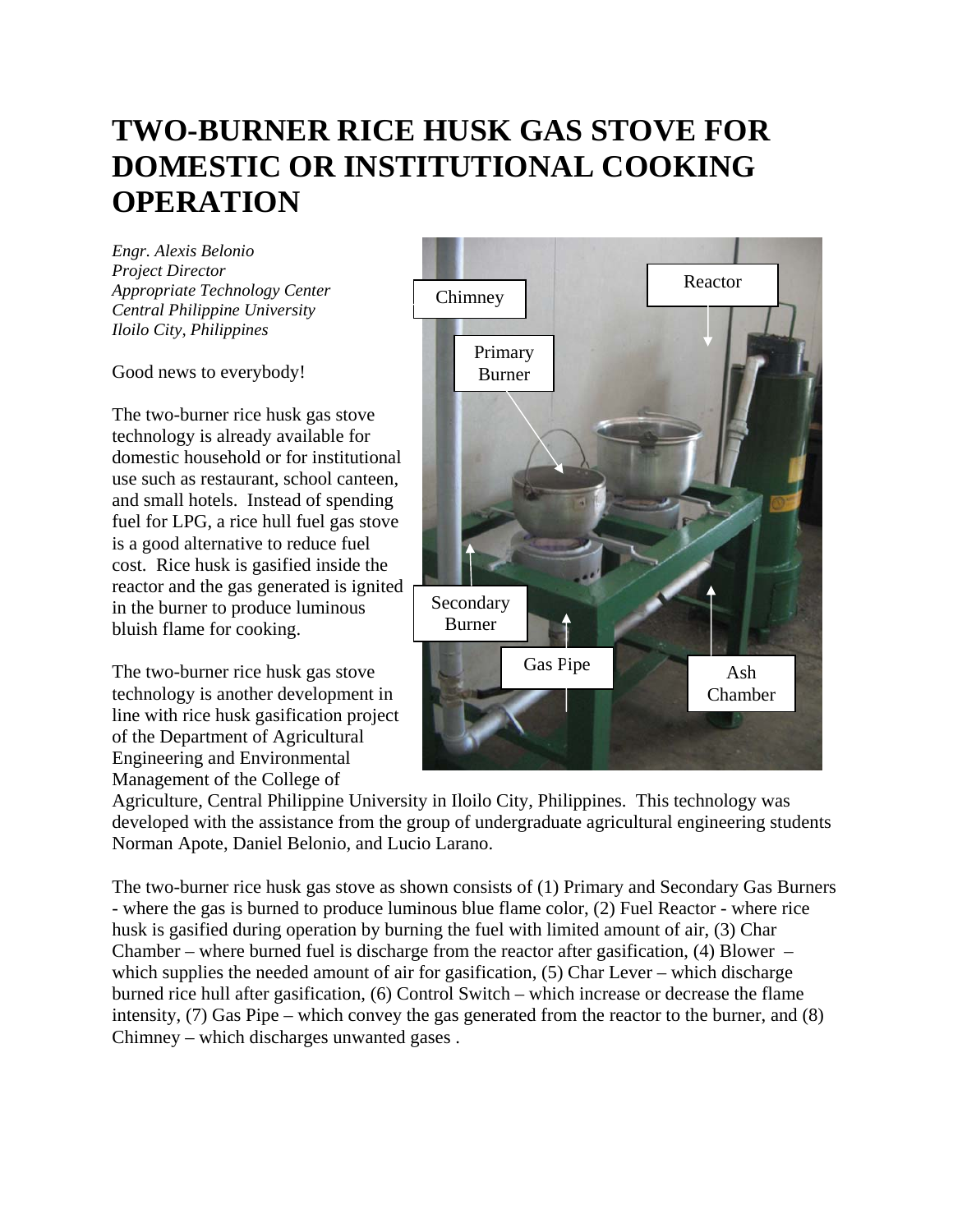# TWO-BURNER RICE HUSK GAS STOVE FOR DOMESTIC OR INSTITUTIONAL COOKING OPERATION

*Engr. Alexis Belonio*
*Project Director*
*Appropriate Technology Center*
*Central Philippine University*
*Iloilo City, Philippines*

Good news to everybody!

The two-burner rice husk gas stove technology is already available for domestic household or for institutional use such as restaurant, school canteen, and small hotels. Instead of spending fuel for LPG, a rice hull fuel gas stove is a good alternative to reduce fuel cost. Rice husk is gasified inside the reactor and the gas generated is ignited in the burner to produce luminous bluish flame for cooking.

The two-burner rice husk gas stove technology is another development in line with rice husk gasification project of the Department of Agricultural Engineering and Environmental Management of the College of Agriculture, Central Philippine University in Iloilo City, Philippines. This technology was developed with the assistance from the group of undergraduate agricultural engineering students Norman Apote, Daniel Belonio, and Lucio Larano.

The two-burner rice husk gas stove as shown consists of (1) Primary and Secondary Gas Burners - where the gas is burned to produce luminous blue flame color, (2) Fuel Reactor - where rice husk is gasified during operation by burning the fuel with limited amount of air, (3) Char Chamber – where burned fuel is discharge from the reactor after gasification, (4) Blower – which supplies the needed amount of air for gasification, (5) Char Lever – which discharge burned rice hull after gasification, (6) Control Switch – which increase or decrease the flame intensity, (7) Gas Pipe – which convey the gas generated from the reactor to the burner, and (8) Chimney – which discharges unwanted gases .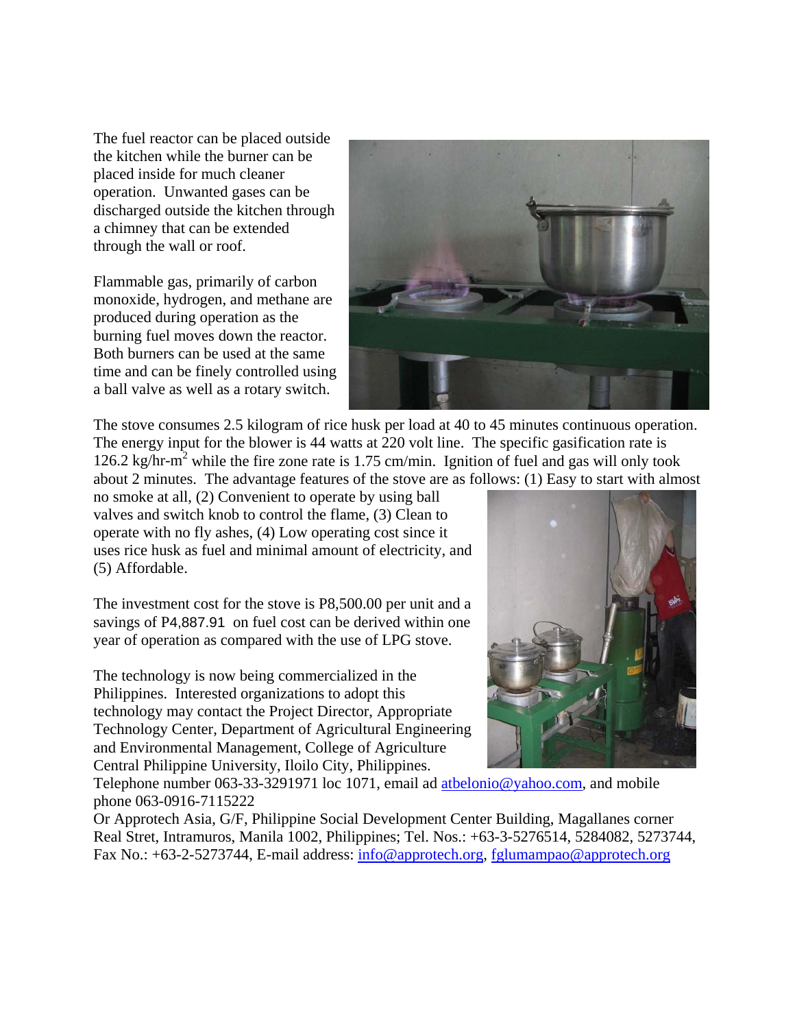The fuel reactor can be placed outside the kitchen while the burner can be placed inside for much cleaner operation. Unwanted gases can be discharged outside the kitchen through a chimney that can be extended through the wall or roof.

Flammable gas, primarily of carbon monoxide, hydrogen, and methane are produced during operation as the burning fuel moves down the reactor. Both burners can be used at the same time and can be finely controlled using a ball valve as well as a rotary switch.

The stove consumes 2.5 kilogram of rice husk per load at 40 to 45 minutes continuous operation. The energy input for the blower is 44 watts at 220 volt line. The specific gasification rate is 126.2 kg/hr-m$^2$ while the fire zone rate is 1.75 cm/min. Ignition of fuel and gas will only took about 2 minutes. The advantage features of the stove are as follows: (1) Easy to start with almost no smoke at all, (2) Convenient to operate by using ball valves and switch knob to control the flame, (3) Clean to operate with no fly ashes, (4) Low operating cost since it uses rice husk as fuel and minimal amount of electricity, and (5) Affordable.

The investment cost for the stove is P8,500.00 per unit and a savings of P4,887.91 on fuel cost can be derived within one year of operation as compared with the use of LPG stove.

The technology is now being commercialized in the Philippines. Interested organizations to adopt this technology may contact the Project Director, Appropriate Technology Center, Department of Agricultural Engineering and Environmental Management, College of Agriculture Central Philippine University, Iloilo City, Philippines. Telephone number 063-33-3291971 loc 1071, email ad atbelonio@yahoo.com, and mobile phone 063-0916-7115222

Or Approtech Asia, G/F, Philippine Social Development Center Building, Magallanes corner Real Stret, Intramuros, Manila 1002, Philippines; Tel. Nos.: +63-3-5276514, 5284082, 5273744, Fax No.: +63-2-5273744, E-mail address: info@approtech.org, fglumampao@approtech.org